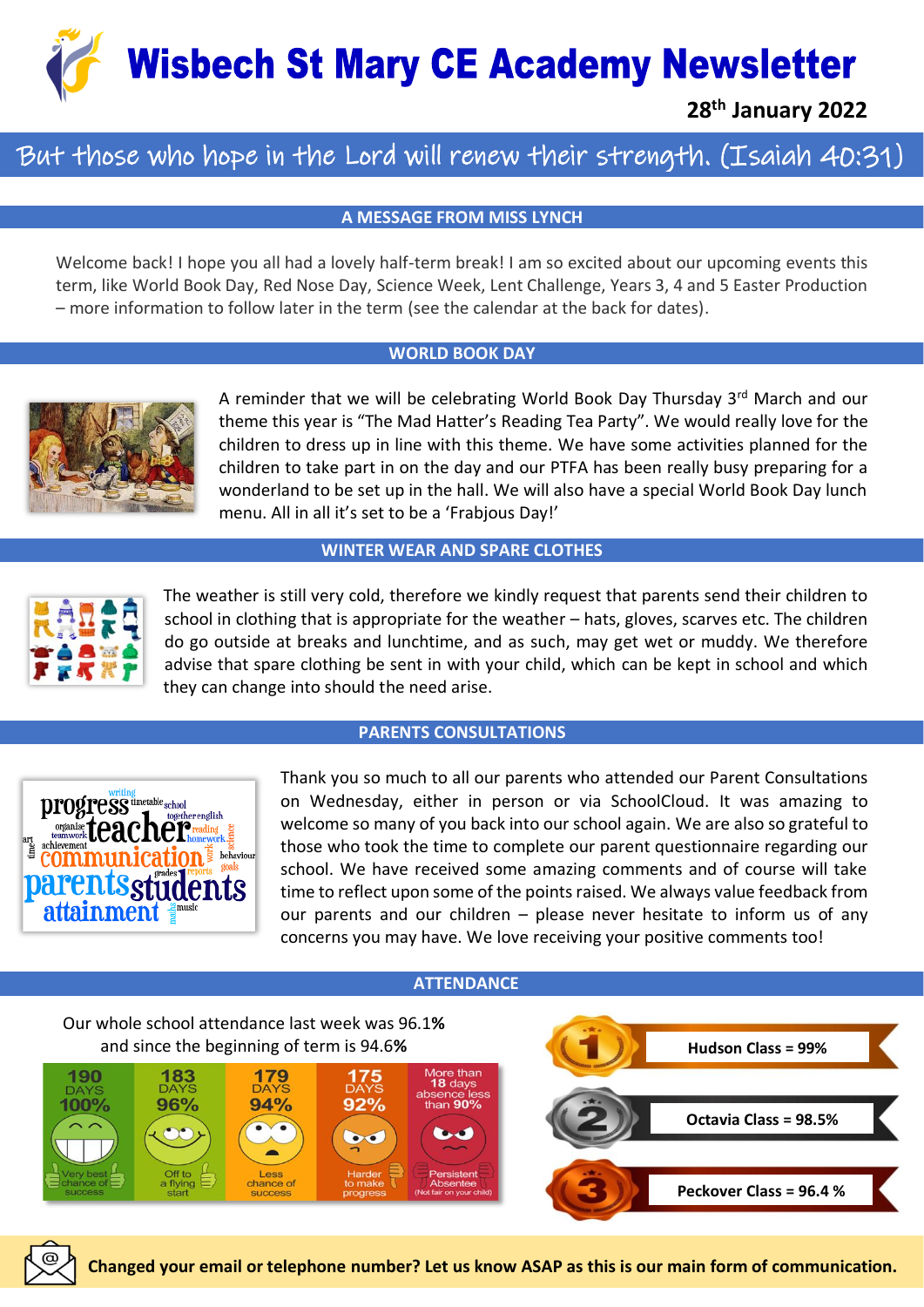# Wisbech St Mary CE Academy Newsletter

**28th January 2022**

But those who hope in the Lord will renew their strength. (Isaiah 40:31)

## A MESSAGE FROM MISS LYNCH

Welcome back! I hope you all had a lovely half-term break! I am so excited about our upcoming events this term, like World Book Day, Red Nose Day, Science Week, Lent Challenge, Years 3, 4 and 5 Easter Production – more information to follow later in the term (see the calendar at the back for dates).

## WORLD BOOK DAY

A reminder that we will be celebrating World Book Day Thursday 3rd March and our theme this year is "The Mad Hatter's Reading Tea Party". We would really love for the children to dress up in line with this theme. We have some activities planned for the children to take part in on the day and our PTFA has been really busy preparing for a wonderland to be set up in the hall. We will also have a special World Book Day lunch menu. All in all it's set to be a 'Frabjous Day!'

## WINTER WEAR AND SPARE CLOTHES

The weather is still very cold, therefore we kindly request that parents send their children to school in clothing that is appropriate for the weather – hats, gloves, scarves etc. The children do go outside at breaks and lunchtime, and as such, may get wet or muddy. We therefore advise that spare clothing be sent in with your child, which can be kept in school and which they can change into should the need arise.

## PARENTS CONSULTATIONS

Thank you so much to all our parents who attended our Parent Consultations on Wednesday, either in person or via SchoolCloud. It was amazing to welcome so many of you back into our school again. We are also so grateful to those who took the time to complete our parent questionnaire regarding our school. We have received some amazing comments and of course will take time to reflect upon some of the points raised. We always value feedback from our parents and our children – please never hesitate to inform us of any concerns you may have. We love receiving your positive comments too!

## ATTENDANCE

Our whole school attendance last week was 96.1**%** and since the beginning of term is 94.6**%**

| 190 DAYS 100% | 183 DAYS 96% | 179 DAYS 94% | 175 DAYS 92% | More than 18 days absence less than 90% |
|---|---|---|---|---|
| Very best chance of success | Off to a flying start | Less chance of success | Harder to make progress | Persistent Absentee (Not fair on your child) |

1. **Hudson Class = 99%**
2. **Octavia Class = 98.5%**
3. **Peckover Class = 96.4 %**

**Changed your email or telephone number? Let us know ASAP as this is our main form of communication.**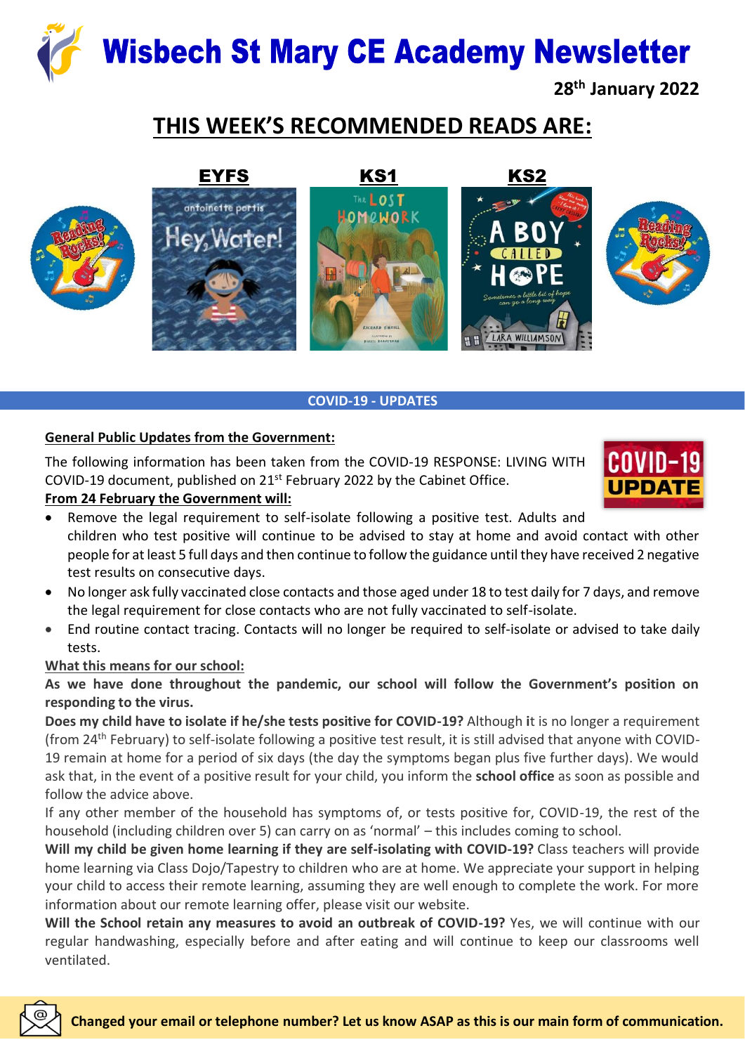# Wisbech St Mary CE Academy Newsletter

**28th January 2022**

## THIS WEEK'S RECOMMENDED READS ARE:

| EYFS | KS1 | KS2 |
|---|---|---|
| Hey, Water! – Antoinette Portis | The Lost Homework – Richard Swail | A Boy Called Hope – Lara Williamson |

## COVID-19 - UPDATES

**General Public Updates from the Government:**

The following information has been taken from the COVID-19 RESPONSE: LIVING WITH COVID-19 document, published on 21st February 2022 by the Cabinet Office.

**From 24 February the Government will:**

- Remove the legal requirement to self-isolate following a positive test. Adults and children who test positive will continue to be advised to stay at home and avoid contact with other people for at least 5 full days and then continue to follow the guidance until they have received 2 negative test results on consecutive days.
- No longer ask fully vaccinated close contacts and those aged under 18 to test daily for 7 days, and remove the legal requirement for close contacts who are not fully vaccinated to self-isolate.
- End routine contact tracing. Contacts will no longer be required to self-isolate or advised to take daily tests.

**What this means for our school:**

**As we have done throughout the pandemic, our school will follow the Government's position on responding to the virus.**

**Does my child have to isolate if he/she tests positive for COVID-19?** Although it is no longer a requirement (from 24th February) to self-isolate following a positive test result, it is still advised that anyone with COVID-19 remain at home for a period of six days (the day the symptoms began plus five further days). We would ask that, in the event of a positive result for your child, you inform the **school office** as soon as possible and follow the advice above.

If any other member of the household has symptoms of, or tests positive for, COVID-19, the rest of the household (including children over 5) can carry on as 'normal' – this includes coming to school.

**Will my child be given home learning if they are self-isolating with COVID-19?** Class teachers will provide home learning via Class Dojo/Tapestry to children who are at home. We appreciate your support in helping your child to access their remote learning, assuming they are well enough to complete the work. For more information about our remote learning offer, please visit our website.

**Will the School retain any measures to avoid an outbreak of COVID-19?** Yes, we will continue with our regular handwashing, especially before and after eating and will continue to keep our classrooms well ventilated.

**Changed your email or telephone number? Let us know ASAP as this is our main form of communication.**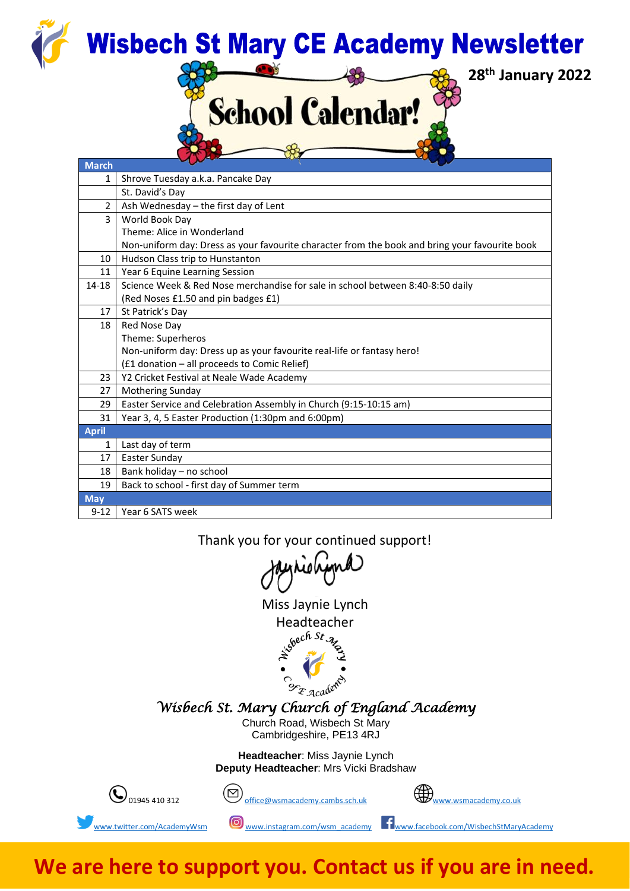# Wisbech St Mary CE Academy Newsletter

**28th January 2022**

## School Calendar!

| | |
|---|---|
| **March** | |
| 1 | Shrove Tuesday a.k.a. Pancake Day |
| | St. David's Day |
| 2 | Ash Wednesday – the first day of Lent |
| 3 | World Book Day<br>Theme: Alice in Wonderland<br>Non-uniform day: Dress as your favourite character from the book and bring your favourite book |
| 10 | Hudson Class trip to Hunstanton |
| 11 | Year 6 Equine Learning Session |
| 14-18 | Science Week & Red Nose merchandise for sale in school between 8:40-8:50 daily<br>(Red Noses £1.50 and pin badges £1) |
| 17 | St Patrick's Day |
| 18 | Red Nose Day<br>Theme: Superheros<br>Non-uniform day: Dress up as your favourite real-life or fantasy hero!<br>(£1 donation – all proceeds to Comic Relief) |
| 23 | Y2 Cricket Festival at Neale Wade Academy |
| 27 | Mothering Sunday |
| 29 | Easter Service and Celebration Assembly in Church (9:15-10:15 am) |
| 31 | Year 3, 4, 5 Easter Production (1:30pm and 6:00pm) |
| **April** | |
| 1 | Last day of term |
| 17 | Easter Sunday |
| 18 | Bank holiday – no school |
| 19 | Back to school - first day of Summer term |
| **May** | |
| 9-12 | Year 6 SATS week |

Thank you for your continued support!

Miss Jaynie Lynch
Headteacher

*Wisbech St. Mary Church of England Academy*
Church Road, Wisbech St Mary
Cambridgeshire, PE13 4RJ

**Headteacher**: Miss Jaynie Lynch
**Deputy Headteacher**: Mrs Vicki Bradshaw

01945 410 312 | office@wsmacademy.cambs.sch.uk | www.wsmacademy.co.uk

www.twitter.com/AcademyWsm | www.instagram.com/wsm_academy | www.facebook.com/WisbechStMaryAcademy

**We are here to support you. Contact us if you are in need.**